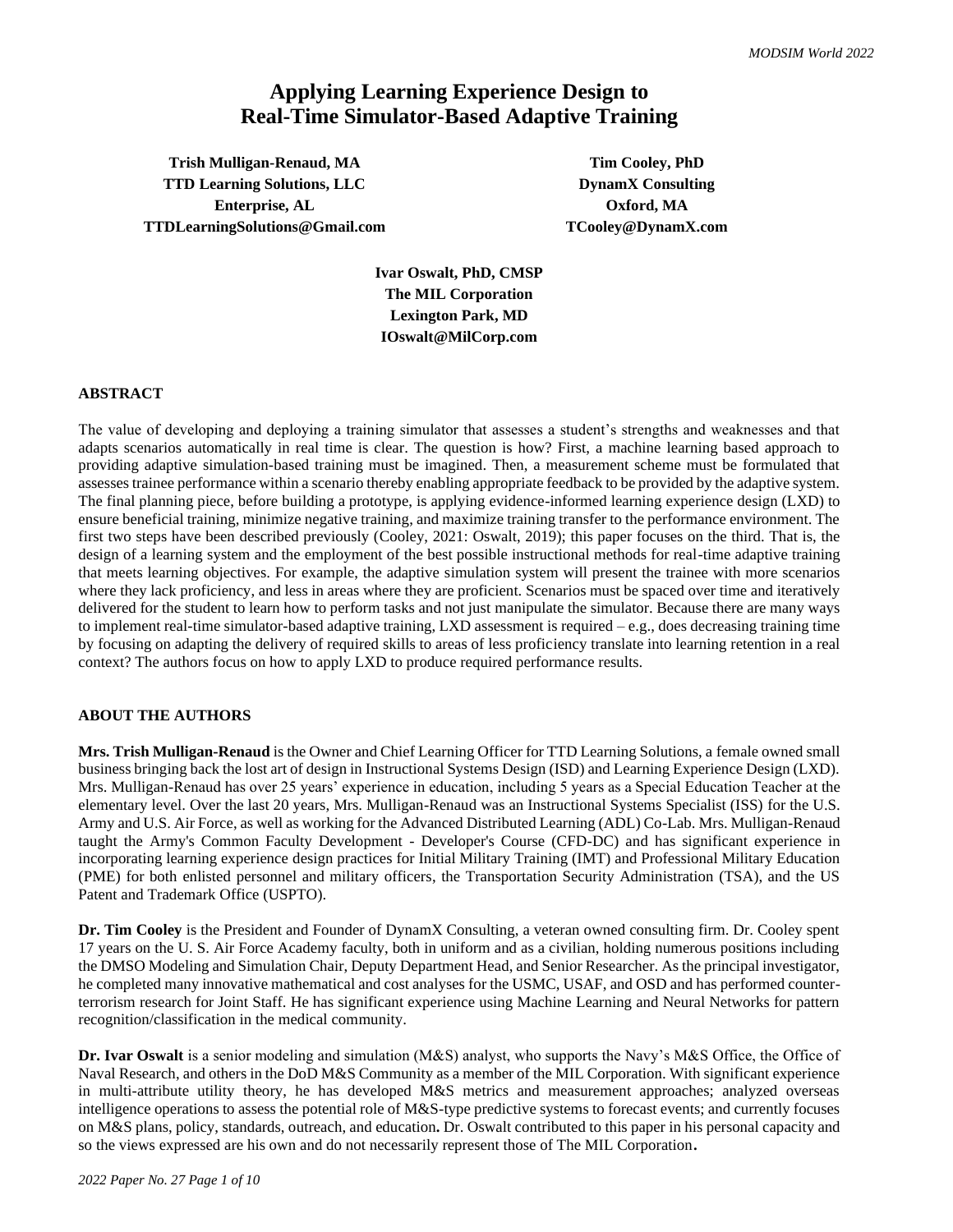# Applying Learning Experience Design to Real-Time Simulator-Based Adaptive Training

**Trish Mulligan-Renaud, MA**
**TTD Learning Solutions, LLC**
**Enterprise, AL**
**TTDLearningSolutions@Gmail.com**

**Tim Cooley, PhD**
**DynamX Consulting**
**Oxford, MA**
**TCooley@DynamX.com**

**Ivar Oswalt, PhD, CMSP**
**The MIL Corporation**
**Lexington Park, MD**
**IOswalt@MilCorp.com**

## ABSTRACT

The value of developing and deploying a training simulator that assesses a student's strengths and weaknesses and that adapts scenarios automatically in real time is clear. The question is how? First, a machine learning based approach to providing adaptive simulation-based training must be imagined. Then, a measurement scheme must be formulated that assesses trainee performance within a scenario thereby enabling appropriate feedback to be provided by the adaptive system. The final planning piece, before building a prototype, is applying evidence-informed learning experience design (LXD) to ensure beneficial training, minimize negative training, and maximize training transfer to the performance environment. The first two steps have been described previously (Cooley, 2021: Oswalt, 2019); this paper focuses on the third. That is, the design of a learning system and the employment of the best possible instructional methods for real-time adaptive training that meets learning objectives. For example, the adaptive simulation system will present the trainee with more scenarios where they lack proficiency, and less in areas where they are proficient. Scenarios must be spaced over time and iteratively delivered for the student to learn how to perform tasks and not just manipulate the simulator. Because there are many ways to implement real-time simulator-based adaptive training, LXD assessment is required – e.g., does decreasing training time by focusing on adapting the delivery of required skills to areas of less proficiency translate into learning retention in a real context? The authors focus on how to apply LXD to produce required performance results.

## ABOUT THE AUTHORS

**Mrs. Trish Mulligan-Renaud** is the Owner and Chief Learning Officer for TTD Learning Solutions, a female owned small business bringing back the lost art of design in Instructional Systems Design (ISD) and Learning Experience Design (LXD). Mrs. Mulligan-Renaud has over 25 years' experience in education, including 5 years as a Special Education Teacher at the elementary level. Over the last 20 years, Mrs. Mulligan-Renaud was an Instructional Systems Specialist (ISS) for the U.S. Army and U.S. Air Force, as well as working for the Advanced Distributed Learning (ADL) Co-Lab. Mrs. Mulligan-Renaud taught the Army's Common Faculty Development - Developer's Course (CFD-DC) and has significant experience in incorporating learning experience design practices for Initial Military Training (IMT) and Professional Military Education (PME) for both enlisted personnel and military officers, the Transportation Security Administration (TSA), and the US Patent and Trademark Office (USPTO).

**Dr. Tim Cooley** is the President and Founder of DynamX Consulting, a veteran owned consulting firm. Dr. Cooley spent 17 years on the U. S. Air Force Academy faculty, both in uniform and as a civilian, holding numerous positions including the DMSO Modeling and Simulation Chair, Deputy Department Head, and Senior Researcher. As the principal investigator, he completed many innovative mathematical and cost analyses for the USMC, USAF, and OSD and has performed counter-terrorism research for Joint Staff. He has significant experience using Machine Learning and Neural Networks for pattern recognition/classification in the medical community.

**Dr. Ivar Oswalt** is a senior modeling and simulation (M&S) analyst, who supports the Navy's M&S Office, the Office of Naval Research, and others in the DoD M&S Community as a member of the MIL Corporation. With significant experience in multi-attribute utility theory, he has developed M&S metrics and measurement approaches; analyzed overseas intelligence operations to assess the potential role of M&S-type predictive systems to forecast events; and currently focuses on M&S plans, policy, standards, outreach, and education. Dr. Oswalt contributed to this paper in his personal capacity and so the views expressed are his own and do not necessarily represent those of The MIL Corporation.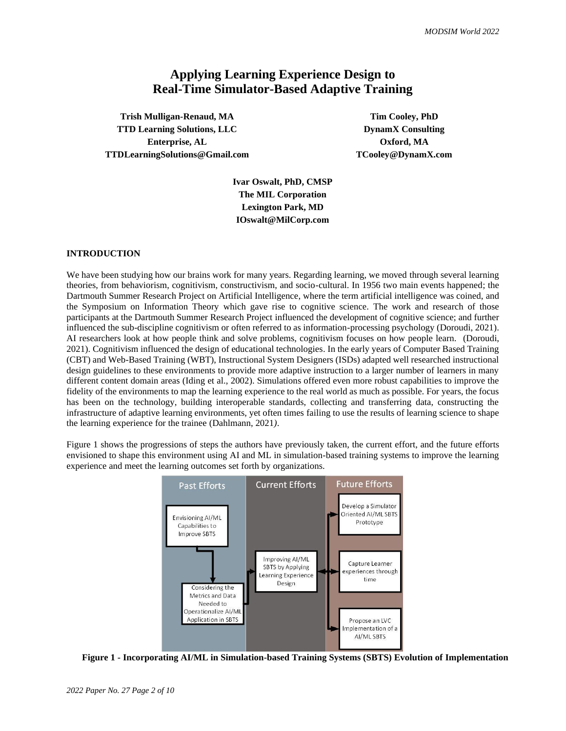# Applying Learning Experience Design to Real-Time Simulator-Based Adaptive Training

**Trish Mulligan-Renaud, MA**
**TTD Learning Solutions, LLC**
**Enterprise, AL**
**TTDLearningSolutions@Gmail.com**

**Tim Cooley, PhD**
**DynamX Consulting**
**Oxford, MA**
**TCooley@DynamX.com**

**Ivar Oswalt, PhD, CMSP**
**The MIL Corporation**
**Lexington Park, MD**
**IOswalt@MilCorp.com**

## INTRODUCTION

We have been studying how our brains work for many years. Regarding learning, we moved through several learning theories, from behaviorism, cognitivism, constructivism, and socio-cultural. In 1956 two main events happened; the Dartmouth Summer Research Project on Artificial Intelligence, where the term artificial intelligence was coined, and the Symposium on Information Theory which gave rise to cognitive science. The work and research of those participants at the Dartmouth Summer Research Project influenced the development of cognitive science; and further influenced the sub-discipline cognitivism or often referred to as information-processing psychology (Doroudi, 2021). AI researchers look at how people think and solve problems, cognitivism focuses on how people learn. (Doroudi, 2021). Cognitivism influenced the design of educational technologies. In the early years of Computer Based Training (CBT) and Web-Based Training (WBT), Instructional System Designers (ISDs) adapted well researched instructional design guidelines to these environments to provide more adaptive instruction to a larger number of learners in many different content domain areas (Iding et al., 2002). Simulations offered even more robust capabilities to improve the fidelity of the environments to map the learning experience to the real world as much as possible. For years, the focus has been on the technology, building interoperable standards, collecting and transferring data, constructing the infrastructure of adaptive learning environments, yet often times failing to use the results of learning science to shape the learning experience for the trainee (Dahlmann, 2021).

Figure 1 shows the progressions of steps the authors have previously taken, the current effort, and the future efforts envisioned to shape this environment using AI and ML in simulation-based training systems to improve the learning experience and meet the learning outcomes set forth by organizations.

| Past Efforts | Current Efforts | Future Efforts |
|---|---|---|
| Envisioning AI/ML Capabilities to Improve SBTS | Improving AI/ML SBTS by Applying Learning Experience Design | Develop a Simulator Oriented AI/ML SBTS Prototype |
| Considering the Metrics and Data Needed to Operationalize AI/ML Application in SBTS | | Capture Learner experiences through time |
| | | Propose an LVC Implementation of a AI/ML SBTS |

**Figure 1 - Incorporating AI/ML in Simulation-based Training Systems (SBTS) Evolution of Implementation**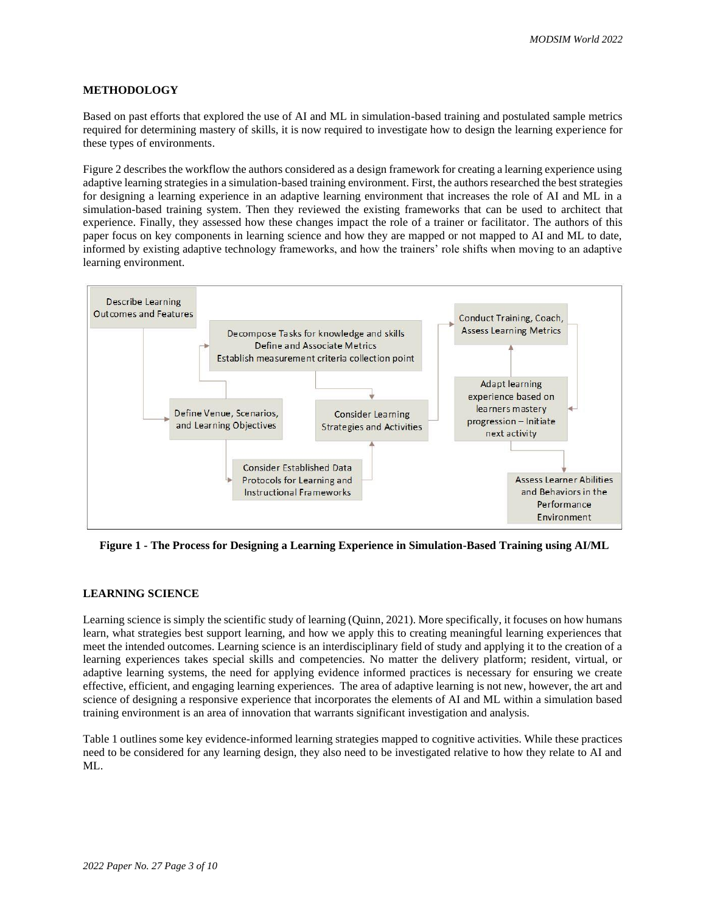## METHODOLOGY

Based on past efforts that explored the use of AI and ML in simulation-based training and postulated sample metrics required for determining mastery of skills, it is now required to investigate how to design the learning experience for these types of environments.

Figure 2 describes the workflow the authors considered as a design framework for creating a learning experience using adaptive learning strategies in a simulation-based training environment. First, the authors researched the best strategies for designing a learning experience in an adaptive learning environment that increases the role of AI and ML in a simulation-based training system. Then they reviewed the existing frameworks that can be used to architect that experience. Finally, they assessed how these changes impact the role of a trainer or facilitator. The authors of this paper focus on key components in learning science and how they are mapped or not mapped to AI and ML to date, informed by existing adaptive technology frameworks, and how the trainers' role shifts when moving to an adaptive learning environment.

Describe Learning Outcomes and Features

Decompose Tasks for knowledge and skills
Define and Associate Metrics
Establish measurement criteria collection point

Define Venue, Scenarios, and Learning Objectives

Consider Learning Strategies and Activities

Consider Established Data Protocols for Learning and Instructional Frameworks

Conduct Training, Coach, Assess Learning Metrics

Adapt learning experience based on learners mastery progression – Initiate next activity

Assess Learner Abilities and Behaviors in the Performance Environment

**Figure 1 - The Process for Designing a Learning Experience in Simulation-Based Training using AI/ML**

## LEARNING SCIENCE

Learning science is simply the scientific study of learning (Quinn, 2021). More specifically, it focuses on how humans learn, what strategies best support learning, and how we apply this to creating meaningful learning experiences that meet the intended outcomes. Learning science is an interdisciplinary field of study and applying it to the creation of a learning experiences takes special skills and competencies. No matter the delivery platform; resident, virtual, or adaptive learning systems, the need for applying evidence informed practices is necessary for ensuring we create effective, efficient, and engaging learning experiences. The area of adaptive learning is not new, however, the art and science of designing a responsive experience that incorporates the elements of AI and ML within a simulation based training environment is an area of innovation that warrants significant investigation and analysis.

Table 1 outlines some key evidence-informed learning strategies mapped to cognitive activities. While these practices need to be considered for any learning design, they also need to be investigated relative to how they relate to AI and ML.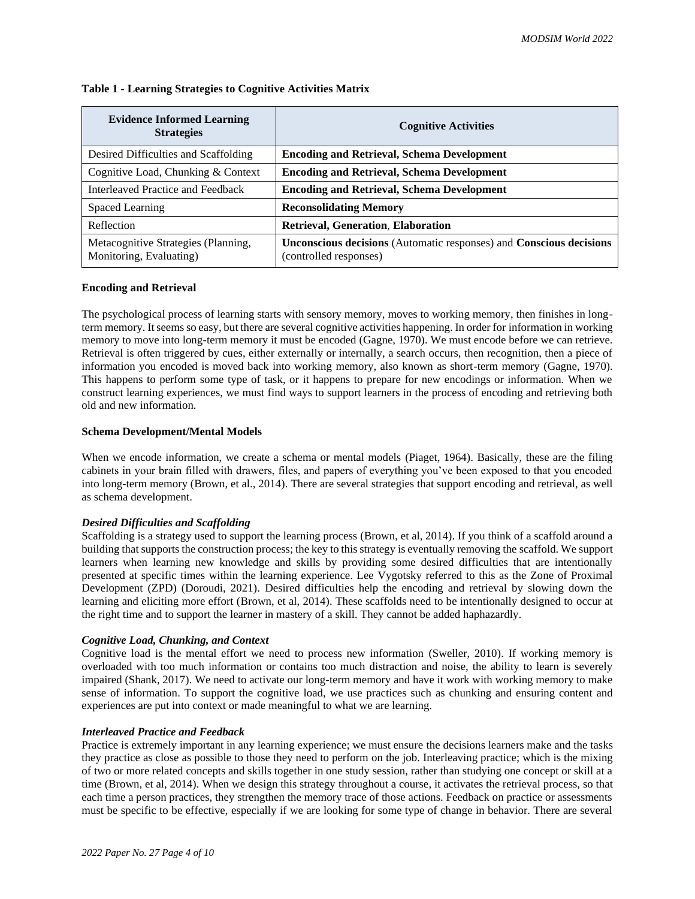**Table 1 - Learning Strategies to Cognitive Activities Matrix**

| Evidence Informed Learning Strategies | Cognitive Activities |
|---|---|
| Desired Difficulties and Scaffolding | **Encoding and Retrieval, Schema Development** |
| Cognitive Load, Chunking & Context | **Encoding and Retrieval, Schema Development** |
| Interleaved Practice and Feedback | **Encoding and Retrieval, Schema Development** |
| Spaced Learning | **Reconsolidating Memory** |
| Reflection | **Retrieval, Generation**, **Elaboration** |
| Metacognitive Strategies (Planning, Monitoring, Evaluating) | **Unconscious decisions** (Automatic responses) and **Conscious decisions** (controlled responses) |

**Encoding and Retrieval**

The psychological process of learning starts with sensory memory, moves to working memory, then finishes in long-term memory. It seems so easy, but there are several cognitive activities happening. In order for information in working memory to move into long-term memory it must be encoded (Gagne, 1970). We must encode before we can retrieve. Retrieval is often triggered by cues, either externally or internally, a search occurs, then recognition, then a piece of information you encoded is moved back into working memory, also known as short-term memory (Gagne, 1970). This happens to perform some type of task, or it happens to prepare for new encodings or information. When we construct learning experiences, we must find ways to support learners in the process of encoding and retrieving both old and new information.

**Schema Development/Mental Models**

When we encode information, we create a schema or mental models (Piaget, 1964). Basically, these are the filing cabinets in your brain filled with drawers, files, and papers of everything you've been exposed to that you encoded into long-term memory (Brown, et al., 2014). There are several strategies that support encoding and retrieval, as well as schema development.

***Desired Difficulties and Scaffolding***

Scaffolding is a strategy used to support the learning process (Brown, et al, 2014). If you think of a scaffold around a building that supports the construction process; the key to this strategy is eventually removing the scaffold. We support learners when learning new knowledge and skills by providing some desired difficulties that are intentionally presented at specific times within the learning experience. Lee Vygotsky referred to this as the Zone of Proximal Development (ZPD) (Doroudi, 2021). Desired difficulties help the encoding and retrieval by slowing down the learning and eliciting more effort (Brown, et al, 2014). These scaffolds need to be intentionally designed to occur at the right time and to support the learner in mastery of a skill. They cannot be added haphazardly.

***Cognitive Load, Chunking, and Context***

Cognitive load is the mental effort we need to process new information (Sweller, 2010). If working memory is overloaded with too much information or contains too much distraction and noise, the ability to learn is severely impaired (Shank, 2017). We need to activate our long-term memory and have it work with working memory to make sense of information. To support the cognitive load, we use practices such as chunking and ensuring content and experiences are put into context or made meaningful to what we are learning.

***Interleaved Practice and Feedback***

Practice is extremely important in any learning experience; we must ensure the decisions learners make and the tasks they practice as close as possible to those they need to perform on the job. Interleaving practice; which is the mixing of two or more related concepts and skills together in one study session, rather than studying one concept or skill at a time (Brown, et al, 2014). When we design this strategy throughout a course, it activates the retrieval process, so that each time a person practices, they strengthen the memory trace of those actions. Feedback on practice or assessments must be specific to be effective, especially if we are looking for some type of change in behavior. There are several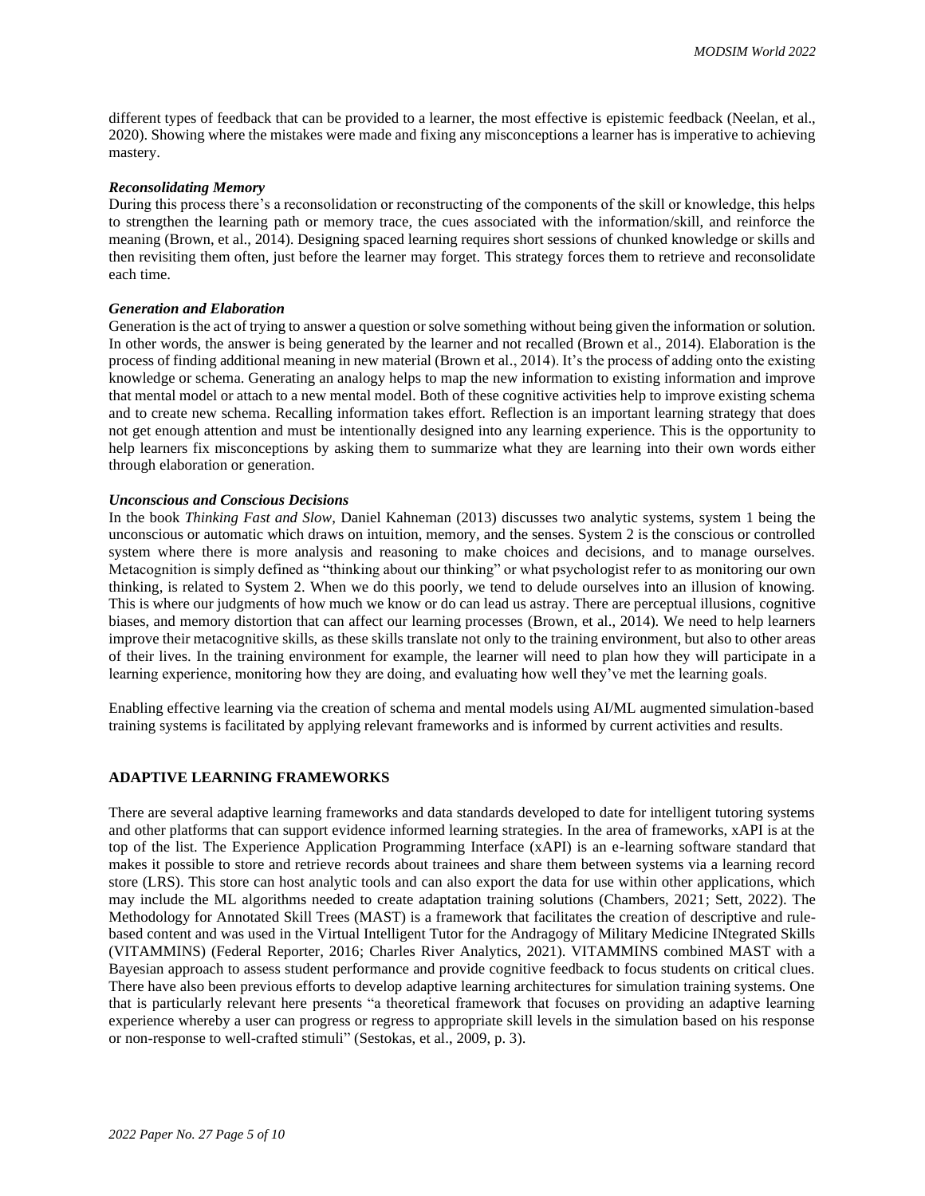different types of feedback that can be provided to a learner, the most effective is epistemic feedback (Neelan, et al., 2020). Showing where the mistakes were made and fixing any misconceptions a learner has is imperative to achieving mastery.

#### *Reconsolidating Memory*

During this process there's a reconsolidation or reconstructing of the components of the skill or knowledge, this helps to strengthen the learning path or memory trace, the cues associated with the information/skill, and reinforce the meaning (Brown, et al., 2014). Designing spaced learning requires short sessions of chunked knowledge or skills and then revisiting them often, just before the learner may forget. This strategy forces them to retrieve and reconsolidate each time.

#### *Generation and Elaboration*

Generation is the act of trying to answer a question or solve something without being given the information or solution. In other words, the answer is being generated by the learner and not recalled (Brown et al., 2014). Elaboration is the process of finding additional meaning in new material (Brown et al., 2014). It's the process of adding onto the existing knowledge or schema. Generating an analogy helps to map the new information to existing information and improve that mental model or attach to a new mental model. Both of these cognitive activities help to improve existing schema and to create new schema. Recalling information takes effort. Reflection is an important learning strategy that does not get enough attention and must be intentionally designed into any learning experience. This is the opportunity to help learners fix misconceptions by asking them to summarize what they are learning into their own words either through elaboration or generation.

#### *Unconscious and Conscious Decisions*

In the book *Thinking Fast and Slow*, Daniel Kahneman (2013) discusses two analytic systems, system 1 being the unconscious or automatic which draws on intuition, memory, and the senses. System 2 is the conscious or controlled system where there is more analysis and reasoning to make choices and decisions, and to manage ourselves. Metacognition is simply defined as "thinking about our thinking" or what psychologist refer to as monitoring our own thinking, is related to System 2. When we do this poorly, we tend to delude ourselves into an illusion of knowing. This is where our judgments of how much we know or do can lead us astray. There are perceptual illusions, cognitive biases, and memory distortion that can affect our learning processes (Brown, et al., 2014). We need to help learners improve their metacognitive skills, as these skills translate not only to the training environment, but also to other areas of their lives. In the training environment for example, the learner will need to plan how they will participate in a learning experience, monitoring how they are doing, and evaluating how well they've met the learning goals.

Enabling effective learning via the creation of schema and mental models using AI/ML augmented simulation-based training systems is facilitated by applying relevant frameworks and is informed by current activities and results.

## ADAPTIVE LEARNING FRAMEWORKS

There are several adaptive learning frameworks and data standards developed to date for intelligent tutoring systems and other platforms that can support evidence informed learning strategies. In the area of frameworks, xAPI is at the top of the list. The Experience Application Programming Interface (xAPI) is an e-learning software standard that makes it possible to store and retrieve records about trainees and share them between systems via a learning record store (LRS). This store can host analytic tools and can also export the data for use within other applications, which may include the ML algorithms needed to create adaptation training solutions (Chambers, 2021; Sett, 2022). The Methodology for Annotated Skill Trees (MAST) is a framework that facilitates the creation of descriptive and rule-based content and was used in the Virtual Intelligent Tutor for the Andragogy of Military Medicine INtegrated Skills (VITAMMINS) (Federal Reporter, 2016; Charles River Analytics, 2021). VITAMMINS combined MAST with a Bayesian approach to assess student performance and provide cognitive feedback to focus students on critical clues. There have also been previous efforts to develop adaptive learning architectures for simulation training systems. One that is particularly relevant here presents "a theoretical framework that focuses on providing an adaptive learning experience whereby a user can progress or regress to appropriate skill levels in the simulation based on his response or non-response to well-crafted stimuli" (Sestokas, et al., 2009, p. 3).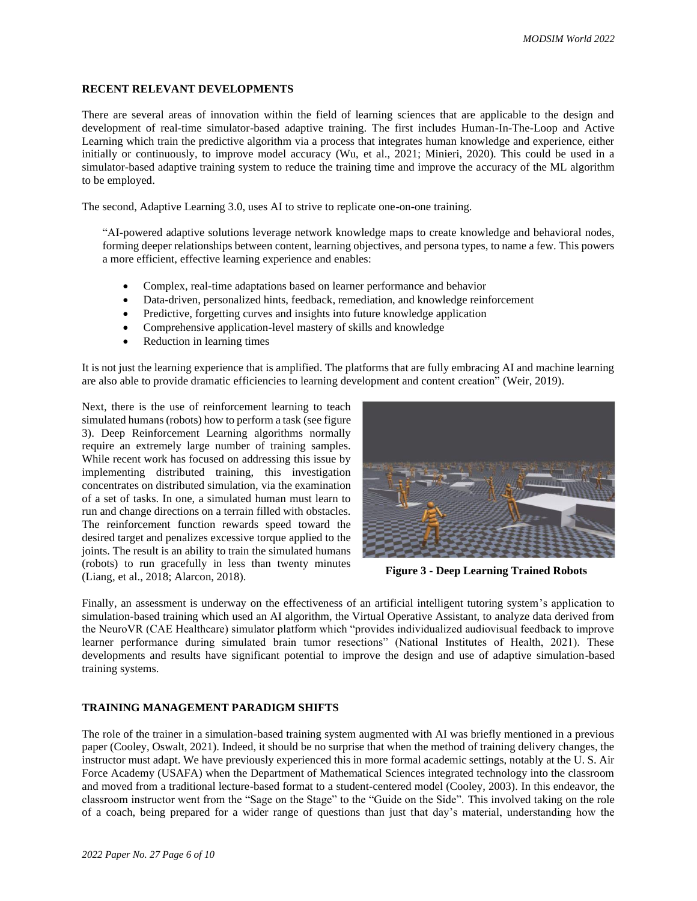## RECENT RELEVANT DEVELOPMENTS

There are several areas of innovation within the field of learning sciences that are applicable to the design and development of real-time simulator-based adaptive training. The first includes Human-In-The-Loop and Active Learning which train the predictive algorithm via a process that integrates human knowledge and experience, either initially or continuously, to improve model accuracy (Wu, et al., 2021; Minieri, 2020). This could be used in a simulator-based adaptive training system to reduce the training time and improve the accuracy of the ML algorithm to be employed.

The second, Adaptive Learning 3.0, uses AI to strive to replicate one-on-one training.

> "AI-powered adaptive solutions leverage network knowledge maps to create knowledge and behavioral nodes, forming deeper relationships between content, learning objectives, and persona types, to name a few. This powers a more efficient, effective learning experience and enables:
>
> - Complex, real-time adaptations based on learner performance and behavior
> - Data-driven, personalized hints, feedback, remediation, and knowledge reinforcement
> - Predictive, forgetting curves and insights into future knowledge application
> - Comprehensive application-level mastery of skills and knowledge
> - Reduction in learning times

It is not just the learning experience that is amplified. The platforms that are fully embracing AI and machine learning are also able to provide dramatic efficiencies to learning development and content creation" (Weir, 2019).

Next, there is the use of reinforcement learning to teach simulated humans (robots) how to perform a task (see figure 3). Deep Reinforcement Learning algorithms normally require an extremely large number of training samples. While recent work has focused on addressing this issue by implementing distributed training, this investigation concentrates on distributed simulation, via the examination of a set of tasks. In one, a simulated human must learn to run and change directions on a terrain filled with obstacles. The reinforcement function rewards speed toward the desired target and penalizes excessive torque applied to the joints. The result is an ability to train the simulated humans (robots) to run gracefully in less than twenty minutes (Liang, et al., 2018; Alarcon, 2018).

**Figure 3 - Deep Learning Trained Robots**

Finally, an assessment is underway on the effectiveness of an artificial intelligent tutoring system's application to simulation-based training which used an AI algorithm, the Virtual Operative Assistant, to analyze data derived from the NeuroVR (CAE Healthcare) simulator platform which "provides individualized audiovisual feedback to improve learner performance during simulated brain tumor resections" (National Institutes of Health, 2021). These developments and results have significant potential to improve the design and use of adaptive simulation-based training systems.

## TRAINING MANAGEMENT PARADIGM SHIFTS

The role of the trainer in a simulation-based training system augmented with AI was briefly mentioned in a previous paper (Cooley, Oswalt, 2021). Indeed, it should be no surprise that when the method of training delivery changes, the instructor must adapt. We have previously experienced this in more formal academic settings, notably at the U. S. Air Force Academy (USAFA) when the Department of Mathematical Sciences integrated technology into the classroom and moved from a traditional lecture-based format to a student-centered model (Cooley, 2003). In this endeavor, the classroom instructor went from the "Sage on the Stage" to the "Guide on the Side". This involved taking on the role of a coach, being prepared for a wider range of questions than just that day's material, understanding how the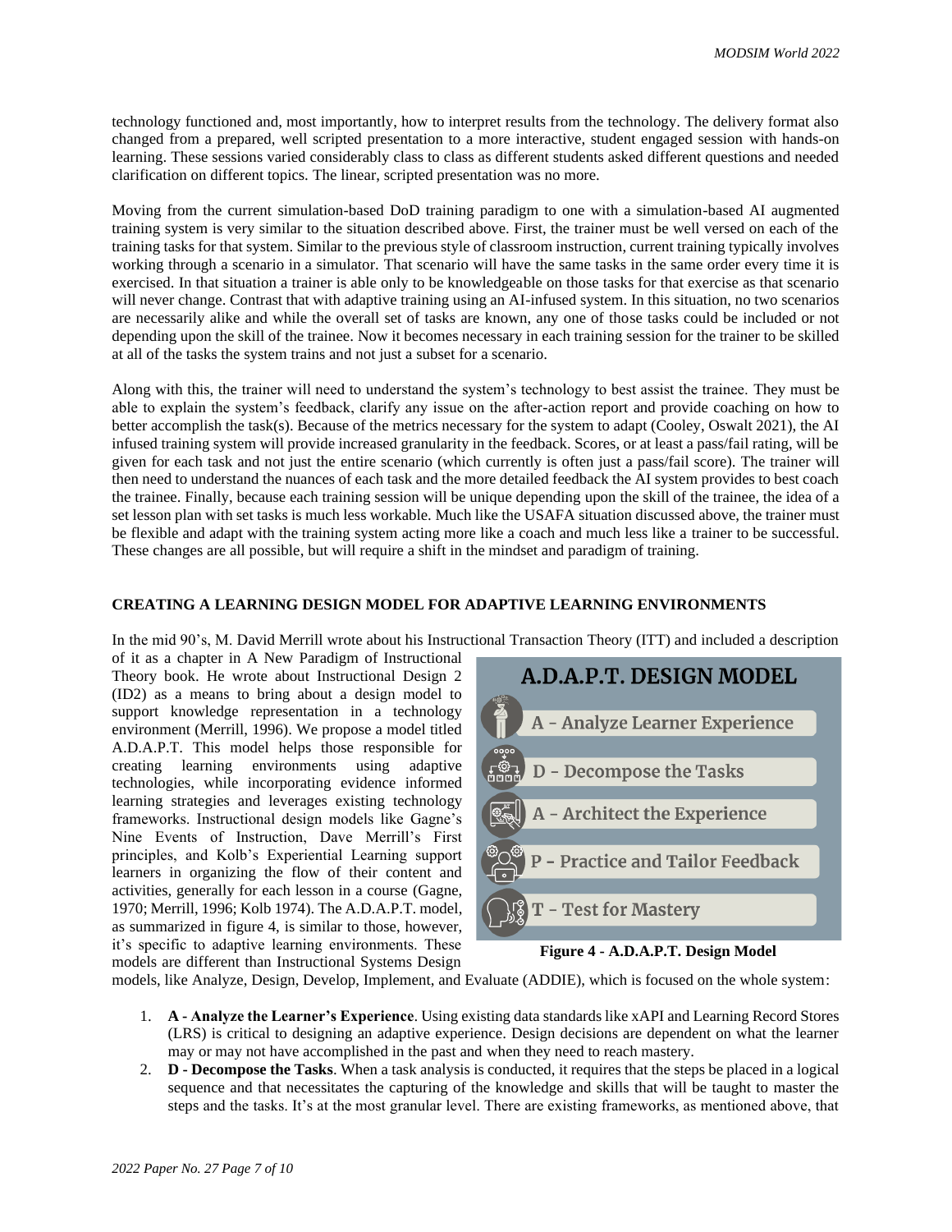technology functioned and, most importantly, how to interpret results from the technology. The delivery format also changed from a prepared, well scripted presentation to a more interactive, student engaged session with hands-on learning. These sessions varied considerably class to class as different students asked different questions and needed clarification on different topics. The linear, scripted presentation was no more.

Moving from the current simulation-based DoD training paradigm to one with a simulation-based AI augmented training system is very similar to the situation described above. First, the trainer must be well versed on each of the training tasks for that system. Similar to the previous style of classroom instruction, current training typically involves working through a scenario in a simulator. That scenario will have the same tasks in the same order every time it is exercised. In that situation a trainer is able only to be knowledgeable on those tasks for that exercise as that scenario will never change. Contrast that with adaptive training using an AI-infused system. In this situation, no two scenarios are necessarily alike and while the overall set of tasks are known, any one of those tasks could be included or not depending upon the skill of the trainee. Now it becomes necessary in each training session for the trainer to be skilled at all of the tasks the system trains and not just a subset for a scenario.

Along with this, the trainer will need to understand the system's technology to best assist the trainee. They must be able to explain the system's feedback, clarify any issue on the after-action report and provide coaching on how to better accomplish the task(s). Because of the metrics necessary for the system to adapt (Cooley, Oswalt 2021), the AI infused training system will provide increased granularity in the feedback. Scores, or at least a pass/fail rating, will be given for each task and not just the entire scenario (which currently is often just a pass/fail score). The trainer will then need to understand the nuances of each task and the more detailed feedback the AI system provides to best coach the trainee. Finally, because each training session will be unique depending upon the skill of the trainee, the idea of a set lesson plan with set tasks is much less workable. Much like the USAFA situation discussed above, the trainer must be flexible and adapt with the training system acting more like a coach and much less like a trainer to be successful. These changes are all possible, but will require a shift in the mindset and paradigm of training.

## CREATING A LEARNING DESIGN MODEL FOR ADAPTIVE LEARNING ENVIRONMENTS

In the mid 90's, M. David Merrill wrote about his Instructional Transaction Theory (ITT) and included a description of it as a chapter in A New Paradigm of Instructional Theory book. He wrote about Instructional Design 2 (ID2) as a means to bring about a design model to support knowledge representation in a technology environment (Merrill, 1996). We propose a model titled A.D.A.P.T. This model helps those responsible for creating learning environments using adaptive technologies, while incorporating evidence informed learning strategies and leverages existing technology frameworks. Instructional design models like Gagne's Nine Events of Instruction, Dave Merrill's First principles, and Kolb's Experiential Learning support learners in organizing the flow of their content and activities, generally for each lesson in a course (Gagne, 1970; Merrill, 1996; Kolb 1974). The A.D.A.P.T. model, as summarized in figure 4, is similar to those, however, it's specific to adaptive learning environments. These models are different than Instructional Systems Design models, like Analyze, Design, Develop, Implement, and Evaluate (ADDIE), which is focused on the whole system:

A.D.A.P.T. DESIGN MODEL

- A - Analyze Learner Experience
- D - Decompose the Tasks
- A - Architect the Experience
- P - Practice and Tailor Feedback
- T - Test for Mastery

**Figure 4 - A.D.A.P.T. Design Model**

1. **A - Analyze the Learner's Experience**. Using existing data standards like xAPI and Learning Record Stores (LRS) is critical to designing an adaptive experience. Design decisions are dependent on what the learner may or may not have accomplished in the past and when they need to reach mastery.
2. **D - Decompose the Tasks**. When a task analysis is conducted, it requires that the steps be placed in a logical sequence and that necessitates the capturing of the knowledge and skills that will be taught to master the steps and the tasks. It's at the most granular level. There are existing frameworks, as mentioned above, that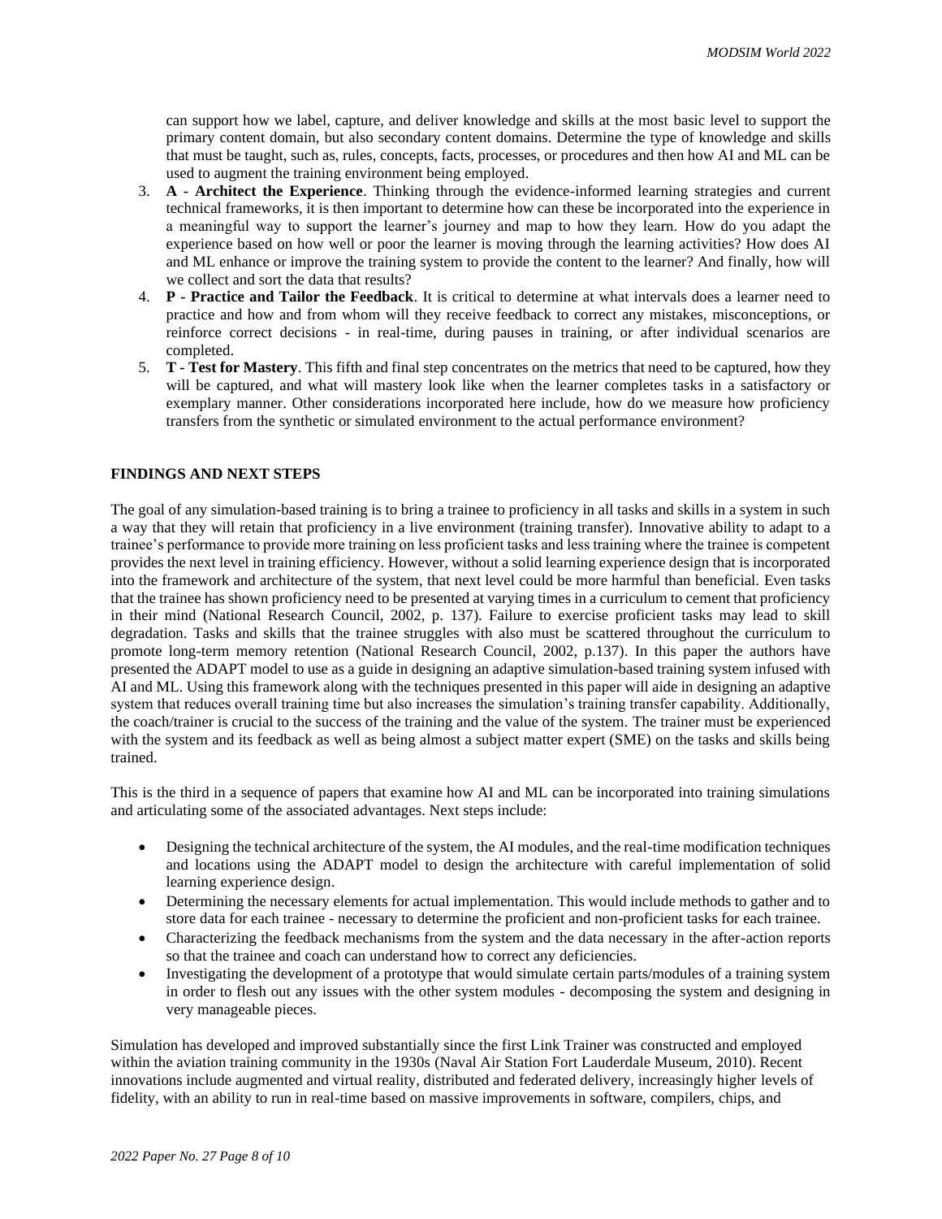can support how we label, capture, and deliver knowledge and skills at the most basic level to support the primary content domain, but also secondary content domains. Determine the type of knowledge and skills that must be taught, such as, rules, concepts, facts, processes, or procedures and then how AI and ML can be used to augment the training environment being employed.

3. **A - Architect the Experience**. Thinking through the evidence-informed learning strategies and current technical frameworks, it is then important to determine how can these be incorporated into the experience in a meaningful way to support the learner's journey and map to how they learn. How do you adapt the experience based on how well or poor the learner is moving through the learning activities? How does AI and ML enhance or improve the training system to provide the content to the learner? And finally, how will we collect and sort the data that results?
4. **P - Practice and Tailor the Feedback**. It is critical to determine at what intervals does a learner need to practice and how and from whom will they receive feedback to correct any mistakes, misconceptions, or reinforce correct decisions - in real-time, during pauses in training, or after individual scenarios are completed.
5. **T - Test for Mastery**. This fifth and final step concentrates on the metrics that need to be captured, how they will be captured, and what will mastery look like when the learner completes tasks in a satisfactory or exemplary manner. Other considerations incorporated here include, how do we measure how proficiency transfers from the synthetic or simulated environment to the actual performance environment?

## FINDINGS AND NEXT STEPS

The goal of any simulation-based training is to bring a trainee to proficiency in all tasks and skills in a system in such a way that they will retain that proficiency in a live environment (training transfer). Innovative ability to adapt to a trainee's performance to provide more training on less proficient tasks and less training where the trainee is competent provides the next level in training efficiency. However, without a solid learning experience design that is incorporated into the framework and architecture of the system, that next level could be more harmful than beneficial. Even tasks that the trainee has shown proficiency need to be presented at varying times in a curriculum to cement that proficiency in their mind (National Research Council, 2002, p. 137). Failure to exercise proficient tasks may lead to skill degradation. Tasks and skills that the trainee struggles with also must be scattered throughout the curriculum to promote long-term memory retention (National Research Council, 2002, p.137). In this paper the authors have presented the ADAPT model to use as a guide in designing an adaptive simulation-based training system infused with AI and ML. Using this framework along with the techniques presented in this paper will aide in designing an adaptive system that reduces overall training time but also increases the simulation's training transfer capability. Additionally, the coach/trainer is crucial to the success of the training and the value of the system. The trainer must be experienced with the system and its feedback as well as being almost a subject matter expert (SME) on the tasks and skills being trained.

This is the third in a sequence of papers that examine how AI and ML can be incorporated into training simulations and articulating some of the associated advantages. Next steps include:

- Designing the technical architecture of the system, the AI modules, and the real-time modification techniques and locations using the ADAPT model to design the architecture with careful implementation of solid learning experience design.
- Determining the necessary elements for actual implementation. This would include methods to gather and to store data for each trainee - necessary to determine the proficient and non-proficient tasks for each trainee.
- Characterizing the feedback mechanisms from the system and the data necessary in the after-action reports so that the trainee and coach can understand how to correct any deficiencies.
- Investigating the development of a prototype that would simulate certain parts/modules of a training system in order to flesh out any issues with the other system modules - decomposing the system and designing in very manageable pieces.

Simulation has developed and improved substantially since the first Link Trainer was constructed and employed within the aviation training community in the 1930s (Naval Air Station Fort Lauderdale Museum, 2010). Recent innovations include augmented and virtual reality, distributed and federated delivery, increasingly higher levels of fidelity, with an ability to run in real-time based on massive improvements in software, compilers, chips, and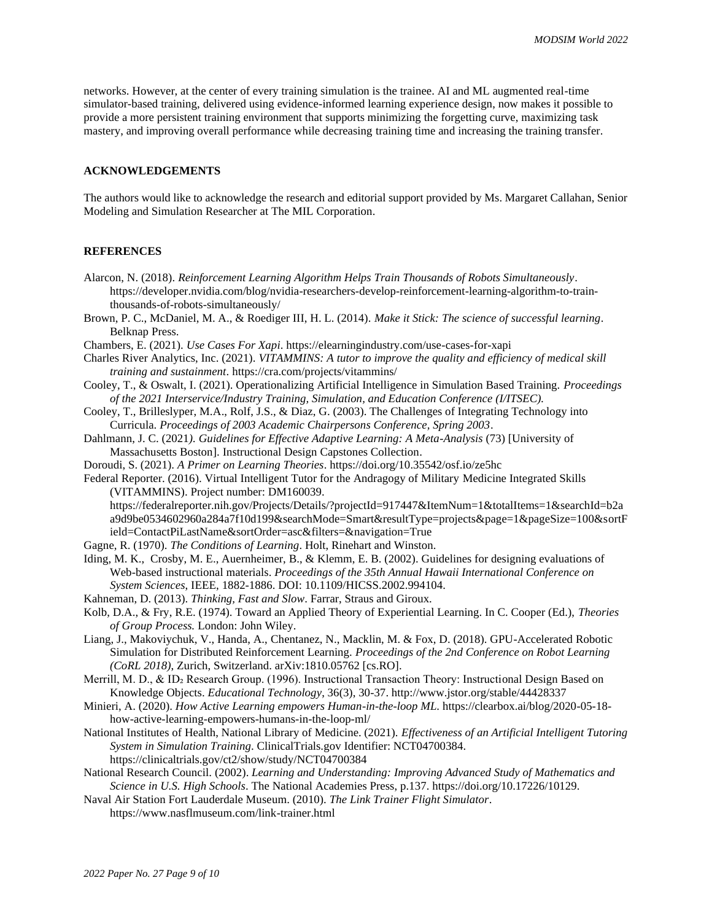networks. However, at the center of every training simulation is the trainee. AI and ML augmented real-time simulator-based training, delivered using evidence-informed learning experience design, now makes it possible to provide a more persistent training environment that supports minimizing the forgetting curve, maximizing task mastery, and improving overall performance while decreasing training time and increasing the training transfer.

## ACKNOWLEDGEMENTS

The authors would like to acknowledge the research and editorial support provided by Ms. Margaret Callahan, Senior Modeling and Simulation Researcher at The MIL Corporation.

## REFERENCES

Alarcon, N. (2018). *Reinforcement Learning Algorithm Helps Train Thousands of Robots Simultaneously*. https://developer.nvidia.com/blog/nvidia-researchers-develop-reinforcement-learning-algorithm-to-train-thousands-of-robots-simultaneously/

Brown, P. C., McDaniel, M. A., & Roediger III, H. L. (2014). *Make it Stick: The science of successful learning*. Belknap Press.

Chambers, E. (2021). *Use Cases For Xapi*. https://elearningindustry.com/use-cases-for-xapi

Charles River Analytics, Inc. (2021). *VITAMMINS: A tutor to improve the quality and efficiency of medical skill training and sustainment*. https://cra.com/projects/vitammins/

Cooley, T., & Oswalt, I. (2021). Operationalizing Artificial Intelligence in Simulation Based Training. *Proceedings of the 2021 Interservice/Industry Training, Simulation, and Education Conference (I/ITSEC).*

Cooley, T., Brilleslyper, M.A., Rolf, J.S., & Diaz, G. (2003). The Challenges of Integrating Technology into Curricula. *Proceedings of 2003 Academic Chairpersons Conference, Spring 2003*.

Dahlmann, J. C. (2021). *Guidelines for Effective Adaptive Learning: A Meta-Analysis* (73) [University of Massachusetts Boston]. Instructional Design Capstones Collection.

Doroudi, S. (2021). *A Primer on Learning Theories*. https://doi.org/10.35542/osf.io/ze5hc

Federal Reporter. (2016). Virtual Intelligent Tutor for the Andragogy of Military Medicine Integrated Skills (VITAMMINS). Project number: DM160039. https://federalreporter.nih.gov/Projects/Details/?projectId=917447&ItemNum=1&totalItems=1&searchId=b2aa9d9be0534602960a284a7f10d199&searchMode=Smart&resultType=projects&page=1&pageSize=100&sortField=ContactPiLastName&sortOrder=asc&filters=&navigation=True

Gagne, R. (1970). *The Conditions of Learning*. Holt, Rinehart and Winston.

Iding, M. K., Crosby, M. E., Auernheimer, B., & Klemm, E. B. (2002). Guidelines for designing evaluations of Web-based instructional materials. *Proceedings of the 35th Annual Hawaii International Conference on System Sciences*, IEEE, 1882-1886. DOI: 10.1109/HICSS.2002.994106.

Kahneman, D. (2013). *Thinking, Fast and Slow*. Farrar, Straus and Giroux.

Kolb, D.A., & Fry, R.E. (1974). Toward an Applied Theory of Experiential Learning. In C. Cooper (Ed.), *Theories of Group Process.* London: John Wiley.

Liang, J., Makoviychuk, V., Handa, A., Chentanez, N., Macklin, M. & Fox, D. (2018). GPU-Accelerated Robotic Simulation for Distributed Reinforcement Learning. *Proceedings of the 2nd Conference on Robot Learning (CoRL 2018)*, Zurich, Switzerland. arXiv:1810.05762 [cs.RO].

Merrill, M. D., & $ID_2$ Research Group. (1996). Instructional Transaction Theory: Instructional Design Based on Knowledge Objects. *Educational Technology*, 36(3), 30-37. http://www.jstor.org/stable/44428337

Minieri, A. (2020). *How Active Learning empowers Human-in-the-loop ML*. https://clearbox.ai/blog/2020-05-18-how-active-learning-empowers-humans-in-the-loop-ml/

National Institutes of Health, National Library of Medicine. (2021). *Effectiveness of an Artificial Intelligent Tutoring System in Simulation Training*. ClinicalTrials.gov Identifier: NCT04700384. https://clinicaltrials.gov/ct2/show/study/NCT04700384

National Research Council. (2002). *Learning and Understanding: Improving Advanced Study of Mathematics and Science in U.S. High Schools*. The National Academies Press, p.137. https://doi.org/10.17226/10129.

Naval Air Station Fort Lauderdale Museum. (2010). *The Link Trainer Flight Simulator*. https://www.nasflmuseum.com/link-trainer.html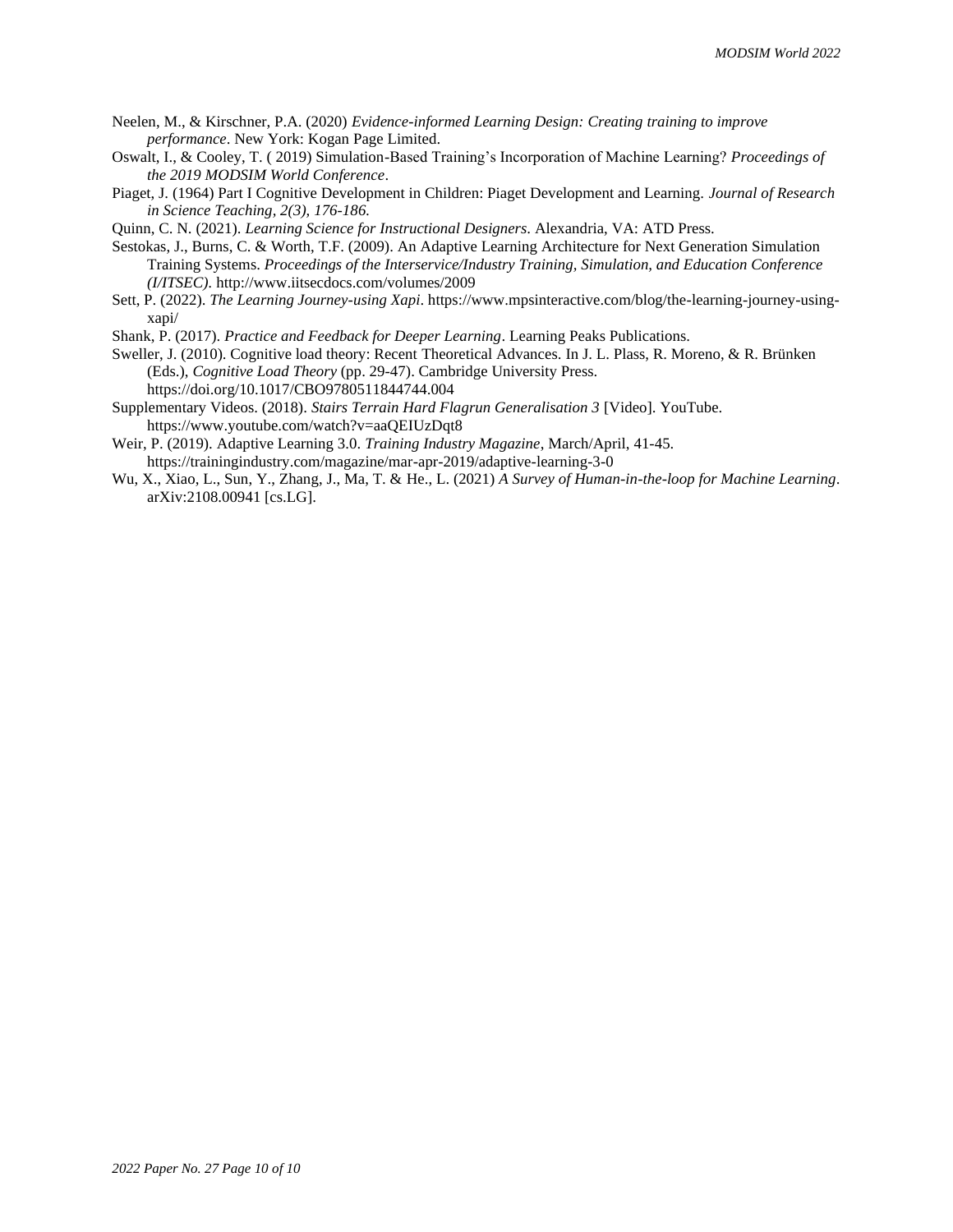Neelen, M., & Kirschner, P.A. (2020) *Evidence-informed Learning Design: Creating training to improve performance*. New York: Kogan Page Limited.

Oswalt, I., & Cooley, T. ( 2019) Simulation-Based Training's Incorporation of Machine Learning? *Proceedings of the 2019 MODSIM World Conference*.

Piaget, J. (1964) Part I Cognitive Development in Children: Piaget Development and Learning. *Journal of Research in Science Teaching, 2(3), 176-186.*

Quinn, C. N. (2021). *Learning Science for Instructional Designers*. Alexandria, VA: ATD Press.

Sestokas, J., Burns, C. & Worth, T.F. (2009). An Adaptive Learning Architecture for Next Generation Simulation Training Systems. *Proceedings of the Interservice/Industry Training, Simulation, and Education Conference (I/ITSEC)*. http://www.iitsecdocs.com/volumes/2009

Sett, P. (2022). *The Learning Journey-using Xapi*. https://www.mpsinteractive.com/blog/the-learning-journey-using-xapi/

Shank, P. (2017). *Practice and Feedback for Deeper Learning*. Learning Peaks Publications.

Sweller, J. (2010). Cognitive load theory: Recent Theoretical Advances. In J. L. Plass, R. Moreno, & R. Brünken (Eds.), *Cognitive Load Theory* (pp. 29-47). Cambridge University Press. https://doi.org/10.1017/CBO9780511844744.004

Supplementary Videos. (2018). *Stairs Terrain Hard Flagrun Generalisation 3* [Video]. YouTube. https://www.youtube.com/watch?v=aaQEIUzDqt8

Weir, P. (2019). Adaptive Learning 3.0. *Training Industry Magazine*, March/April, 41-45. https://trainingindustry.com/magazine/mar-apr-2019/adaptive-learning-3-0

Wu, X., Xiao, L., Sun, Y., Zhang, J., Ma, T. & He., L. (2021) *A Survey of Human-in-the-loop for Machine Learning*. arXiv:2108.00941 [cs.LG].